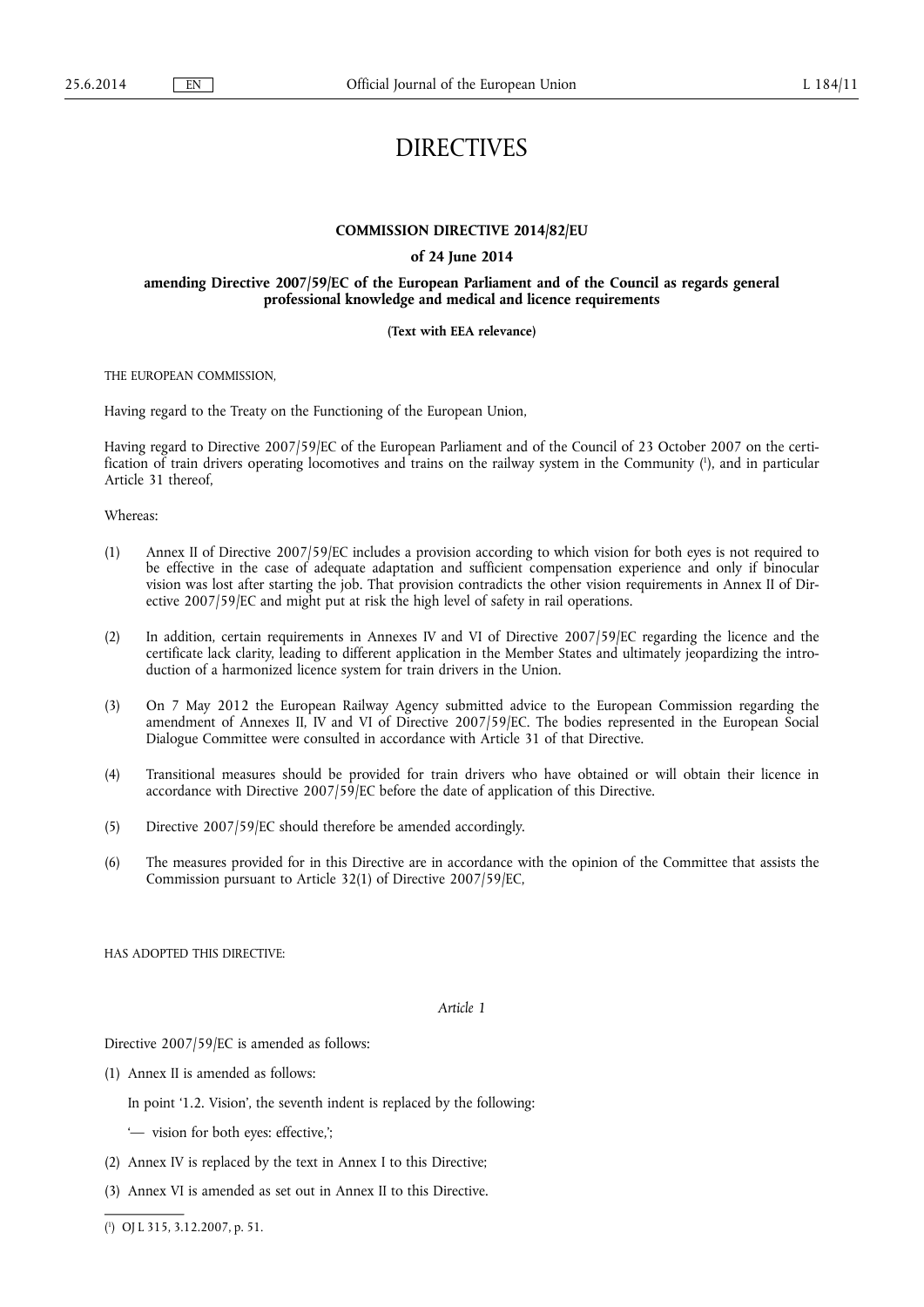# DIRECTIVES

## COMMISSION DIRECTIVE 2014/82/EU

### of 24 June 2014

### amending Directive 2007/59/EC of the European Parliament and of the Council as regards general professional knowledge and medical and licence requirements

**(Text with EEA relevance)**

THE EUROPEAN COMMISSION,

Having regard to the Treaty on the Functioning of the European Union,

Having regard to Directive 2007/59/EC of the European Parliament and of the Council of 23 October 2007 on the certification of train drivers operating locomotives and trains on the railway system in the Community ([1]), and in particular Article 31 thereof,

Whereas:

(1) Annex II of Directive 2007/59/EC includes a provision according to which vision for both eyes is not required to be effective in the case of adequate adaptation and sufficient compensation experience and only if binocular vision was lost after starting the job. That provision contradicts the other vision requirements in Annex II of Directive 2007/59/EC and might put at risk the high level of safety in rail operations.

(2) In addition, certain requirements in Annexes IV and VI of Directive 2007/59/EC regarding the licence and the certificate lack clarity, leading to different application in the Member States and ultimately jeopardizing the introduction of a harmonized licence system for train drivers in the Union.

(3) On 7 May 2012 the European Railway Agency submitted advice to the European Commission regarding the amendment of Annexes II, IV and VI of Directive 2007/59/EC. The bodies represented in the European Social Dialogue Committee were consulted in accordance with Article 31 of that Directive.

(4) Transitional measures should be provided for train drivers who have obtained or will obtain their licence in accordance with Directive 2007/59/EC before the date of application of this Directive.

(5) Directive 2007/59/EC should therefore be amended accordingly.

(6) The measures provided for in this Directive are in accordance with the opinion of the Committee that assists the Commission pursuant to Article 32(1) of Directive 2007/59/EC,

HAS ADOPTED THIS DIRECTIVE:

*Article 1*

Directive 2007/59/EC is amended as follows:

(1) Annex II is amended as follows:

In point '1.2. Vision', the seventh indent is replaced by the following:

'— vision for both eyes: effective,';

(2) Annex IV is replaced by the text in Annex I to this Directive;

(3) Annex VI is amended as set out in Annex II to this Directive.

---

([1]) OJ L 315, 3.12.2007, p. 51.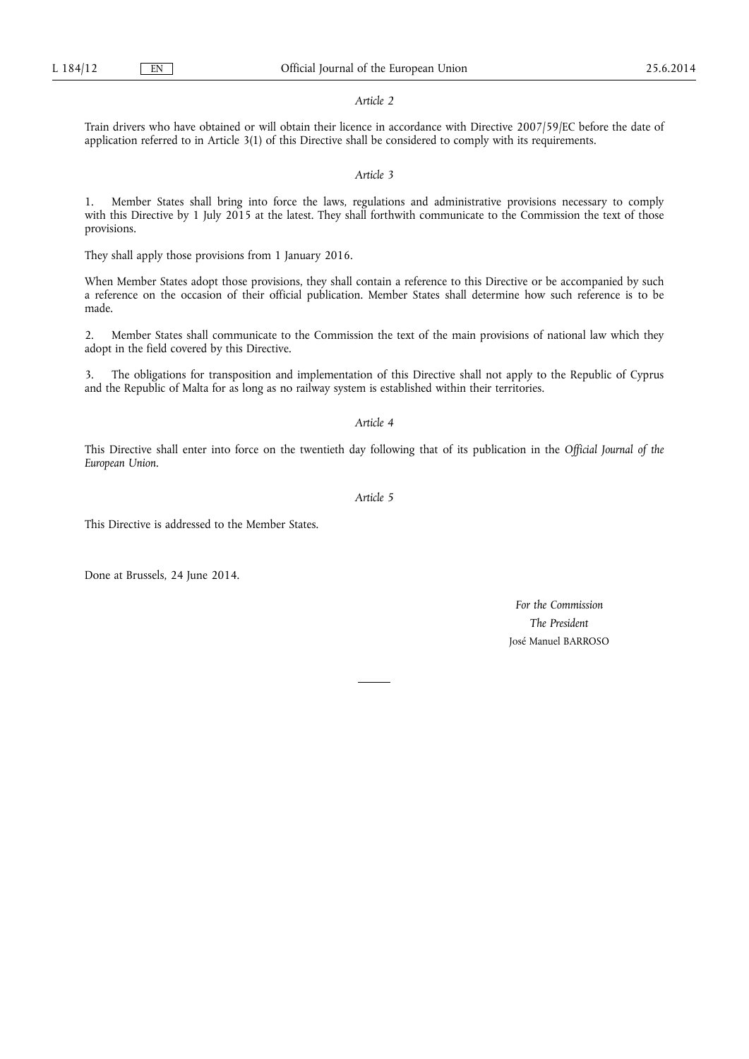*Article 2*

Train drivers who have obtained or will obtain their licence in accordance with Directive 2007/59/EC before the date of application referred to in Article 3(1) of this Directive shall be considered to comply with its requirements.

*Article 3*

1. Member States shall bring into force the laws, regulations and administrative provisions necessary to comply with this Directive by 1 July 2015 at the latest. They shall forthwith communicate to the Commission the text of those provisions.

They shall apply those provisions from 1 January 2016.

When Member States adopt those provisions, they shall contain a reference to this Directive or be accompanied by such a reference on the occasion of their official publication. Member States shall determine how such reference is to be made.

2. Member States shall communicate to the Commission the text of the main provisions of national law which they adopt in the field covered by this Directive.

3. The obligations for transposition and implementation of this Directive shall not apply to the Republic of Cyprus and the Republic of Malta for as long as no railway system is established within their territories.

*Article 4*

This Directive shall enter into force on the twentieth day following that of its publication in the *Official Journal of the European Union*.

*Article 5*

This Directive is addressed to the Member States.

Done at Brussels, 24 June 2014.

*For the Commission*

*The President*

José Manuel BARROSO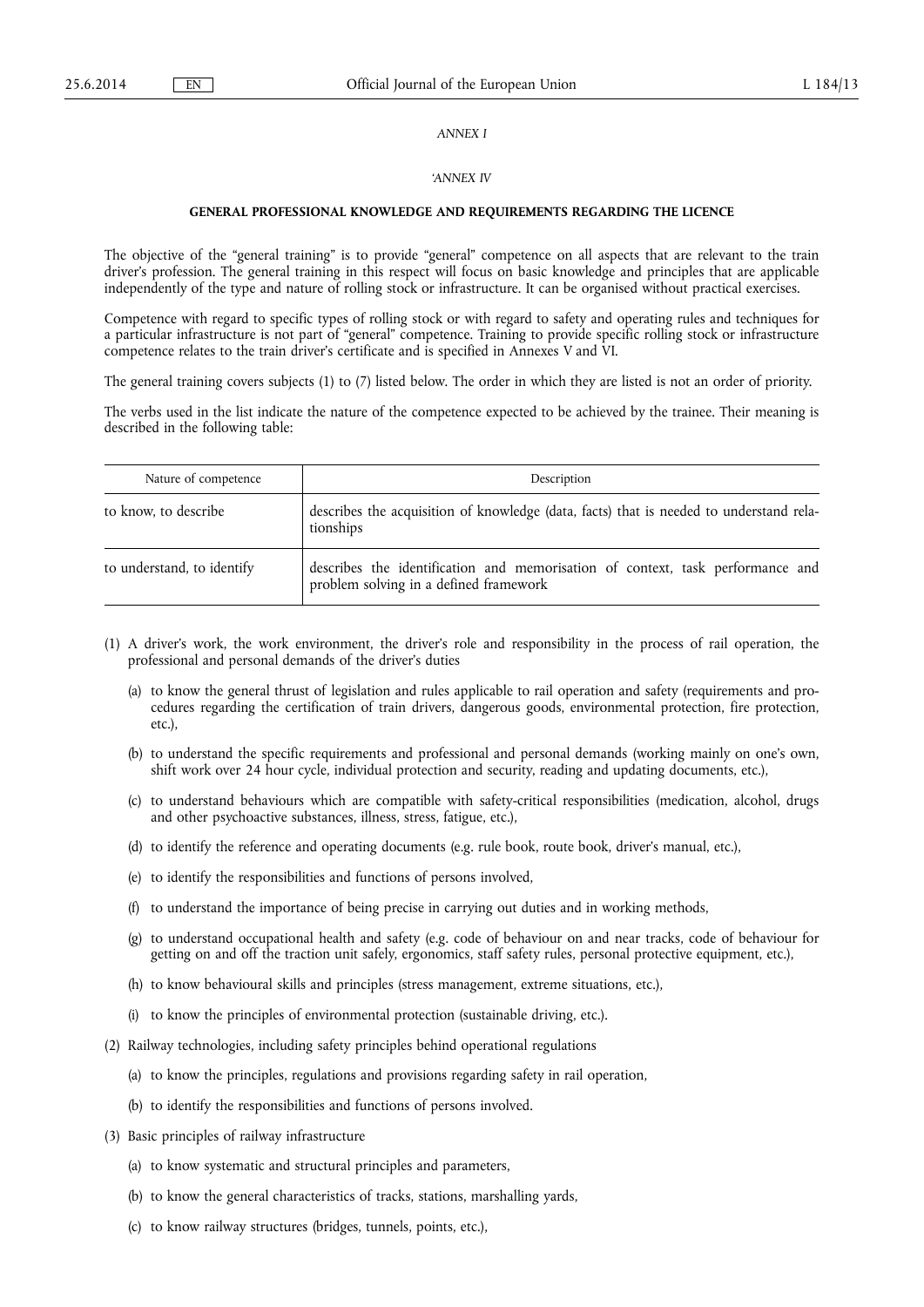*ANNEX I*

*'ANNEX IV*

**GENERAL PROFESSIONAL KNOWLEDGE AND REQUIREMENTS REGARDING THE LICENCE**

The objective of the "general training" is to provide "general" competence on all aspects that are relevant to the train driver's profession. The general training in this respect will focus on basic knowledge and principles that are applicable independently of the type and nature of rolling stock or infrastructure. It can be organised without practical exercises.

Competence with regard to specific types of rolling stock or with regard to safety and operating rules and techniques for a particular infrastructure is not part of "general" competence. Training to provide specific rolling stock or infrastructure competence relates to the train driver's certificate and is specified in Annexes V and VI.

The general training covers subjects (1) to (7) listed below. The order in which they are listed is not an order of priority.

The verbs used in the list indicate the nature of the competence expected to be achieved by the trainee. Their meaning is described in the following table:

| Nature of competence | Description |
|---|---|
| to know, to describe | describes the acquisition of knowledge (data, facts) that is needed to understand relationships |
| to understand, to identify | describes the identification and memorisation of context, task performance and problem solving in a defined framework |

(1) A driver's work, the work environment, the driver's role and responsibility in the process of rail operation, the professional and personal demands of the driver's duties

   (a) to know the general thrust of legislation and rules applicable to rail operation and safety (requirements and procedures regarding the certification of train drivers, dangerous goods, environmental protection, fire protection, etc.),

   (b) to understand the specific requirements and professional and personal demands (working mainly on one's own, shift work over 24 hour cycle, individual protection and security, reading and updating documents, etc.),

   (c) to understand behaviours which are compatible with safety-critical responsibilities (medication, alcohol, drugs and other psychoactive substances, illness, stress, fatigue, etc.),

   (d) to identify the reference and operating documents (e.g. rule book, route book, driver's manual, etc.),

   (e) to identify the responsibilities and functions of persons involved,

   (f) to understand the importance of being precise in carrying out duties and in working methods,

   (g) to understand occupational health and safety (e.g. code of behaviour on and near tracks, code of behaviour for getting on and off the traction unit safely, ergonomics, staff safety rules, personal protective equipment, etc.),

   (h) to know behavioural skills and principles (stress management, extreme situations, etc.),

   (i) to know the principles of environmental protection (sustainable driving, etc.).

(2) Railway technologies, including safety principles behind operational regulations

   (a) to know the principles, regulations and provisions regarding safety in rail operation,

   (b) to identify the responsibilities and functions of persons involved.

(3) Basic principles of railway infrastructure

   (a) to know systematic and structural principles and parameters,

   (b) to know the general characteristics of tracks, stations, marshalling yards,

   (c) to know railway structures (bridges, tunnels, points, etc.),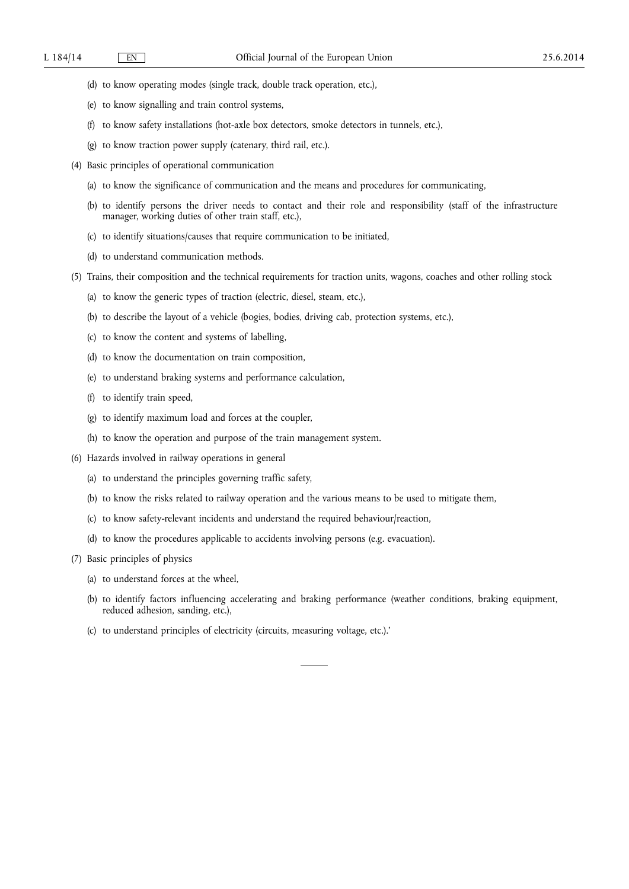(d) to know operating modes (single track, double track operation, etc.),

(e) to know signalling and train control systems,

(f) to know safety installations (hot-axle box detectors, smoke detectors in tunnels, etc.),

(g) to know traction power supply (catenary, third rail, etc.).

(4) Basic principles of operational communication

(a) to know the significance of communication and the means and procedures for communicating,

(b) to identify persons the driver needs to contact and their role and responsibility (staff of the infrastructure manager, working duties of other train staff, etc.),

(c) to identify situations/causes that require communication to be initiated,

(d) to understand communication methods.

(5) Trains, their composition and the technical requirements for traction units, wagons, coaches and other rolling stock

(a) to know the generic types of traction (electric, diesel, steam, etc.),

(b) to describe the layout of a vehicle (bogies, bodies, driving cab, protection systems, etc.),

(c) to know the content and systems of labelling,

(d) to know the documentation on train composition,

(e) to understand braking systems and performance calculation,

(f) to identify train speed,

(g) to identify maximum load and forces at the coupler,

(h) to know the operation and purpose of the train management system.

(6) Hazards involved in railway operations in general

(a) to understand the principles governing traffic safety,

(b) to know the risks related to railway operation and the various means to be used to mitigate them,

(c) to know safety-relevant incidents and understand the required behaviour/reaction,

(d) to know the procedures applicable to accidents involving persons (e.g. evacuation).

(7) Basic principles of physics

(a) to understand forces at the wheel,

(b) to identify factors influencing accelerating and braking performance (weather conditions, braking equipment, reduced adhesion, sanding, etc.),

(c) to understand principles of electricity (circuits, measuring voltage, etc.).'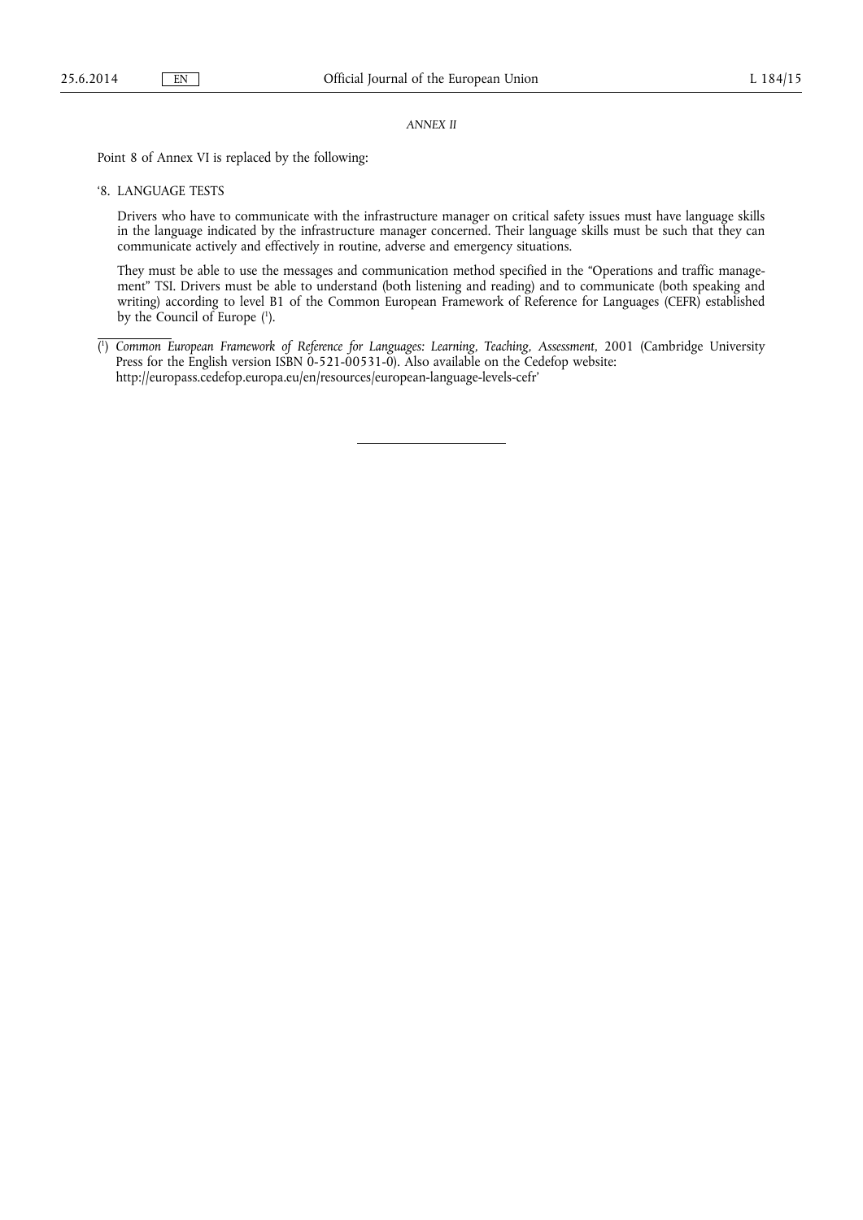*ANNEX II*

Point 8 of Annex VI is replaced by the following:

'8. LANGUAGE TESTS

Drivers who have to communicate with the infrastructure manager on critical safety issues must have language skills in the language indicated by the infrastructure manager concerned. Their language skills must be such that they can communicate actively and effectively in routine, adverse and emergency situations.

They must be able to use the messages and communication method specified in the "Operations and traffic management" TSI. Drivers must be able to understand (both listening and reading) and to communicate (both speaking and writing) according to level B1 of the Common European Framework of Reference for Languages (CEFR) established by the Council of Europe ([1]).

([1]) *Common European Framework of Reference for Languages: Learning, Teaching, Assessment*, 2001 (Cambridge University Press for the English version ISBN 0-521-00531-0). Also available on the Cedefop website: http://europass.cedefop.europa.eu/en/resources/european-language-levels-cefr'